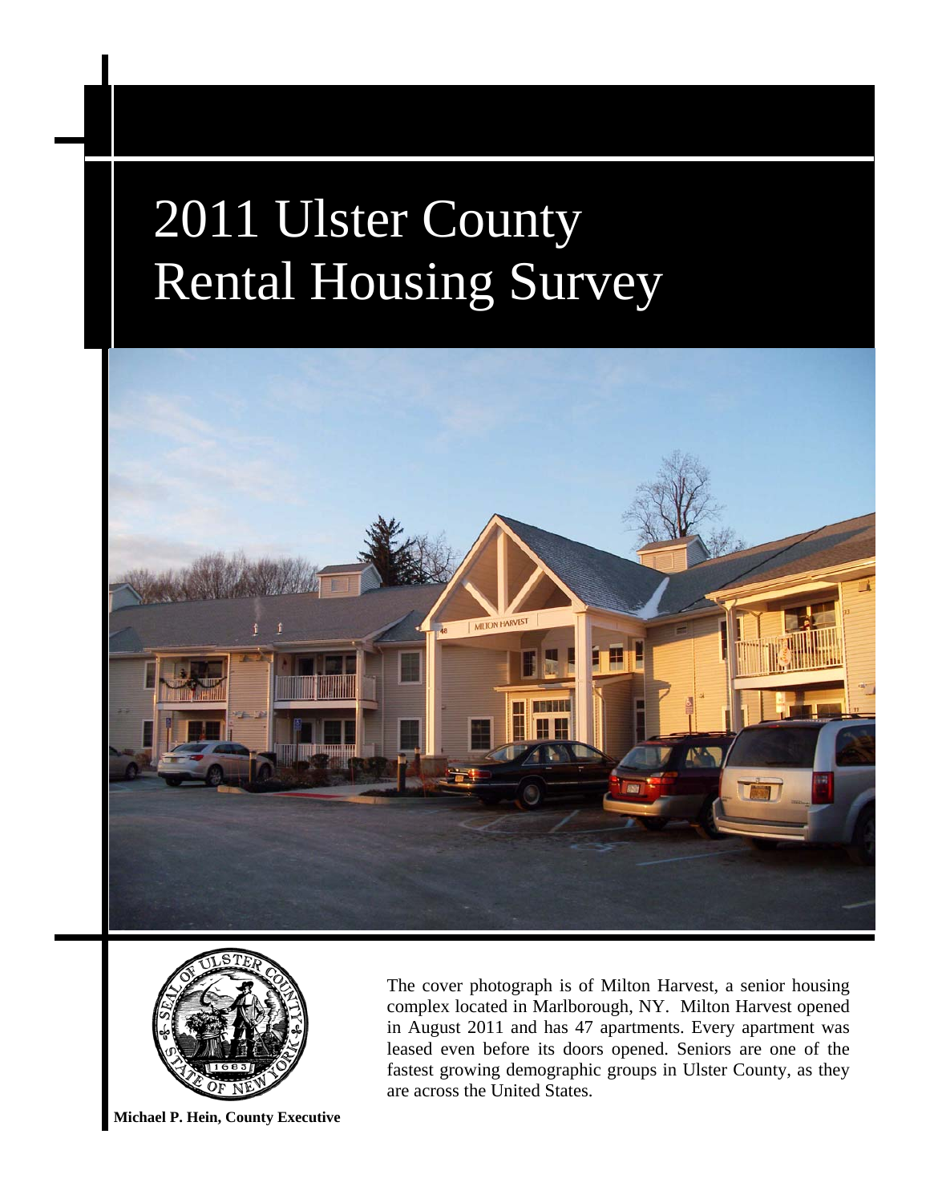# 2011 Ulster County Rental Housing Survey

The cover photograph is of Milton Harvest, a senior housing complex located in Marlborough, NY. Milton Harvest opened in August 2011 and has 47 apartments. Every apartment was leased even before its doors opened. Seniors are one of the fastest growing demographic groups in Ulster County, as they are across the United States.

**Michael P. Hein, County Executive**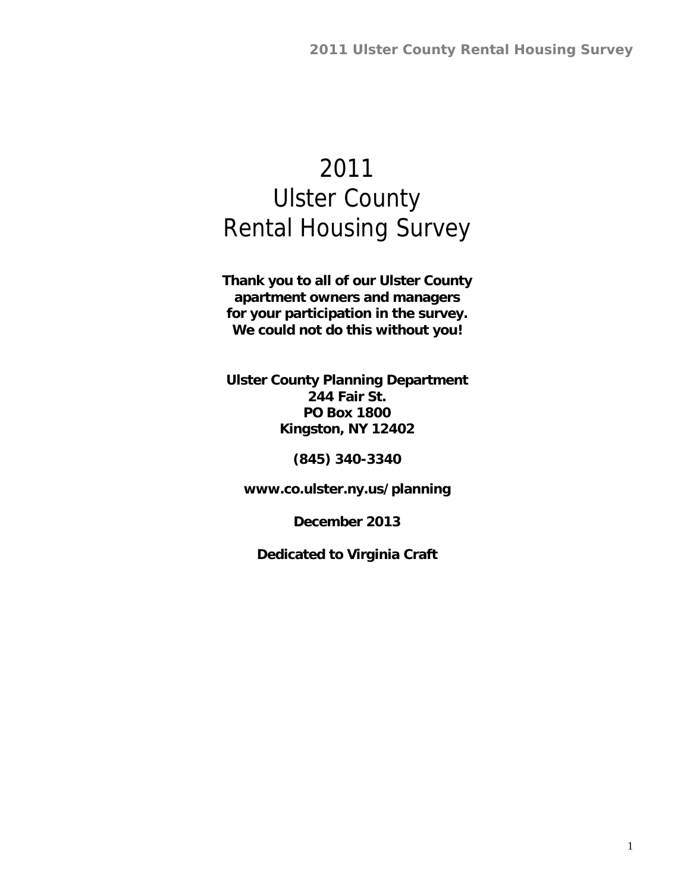# 2011 Ulster County Rental Housing Survey

**Thank you to all of our Ulster County apartment owners and managers for your participation in the survey. We could not do this without you!**

**Ulster County Planning Department**
**244 Fair St.**
**PO Box 1800**
**Kingston, NY 12402**

**(845) 340-3340**

**www.co.ulster.ny.us/planning**

**December 2013**

**Dedicated to Virginia Craft**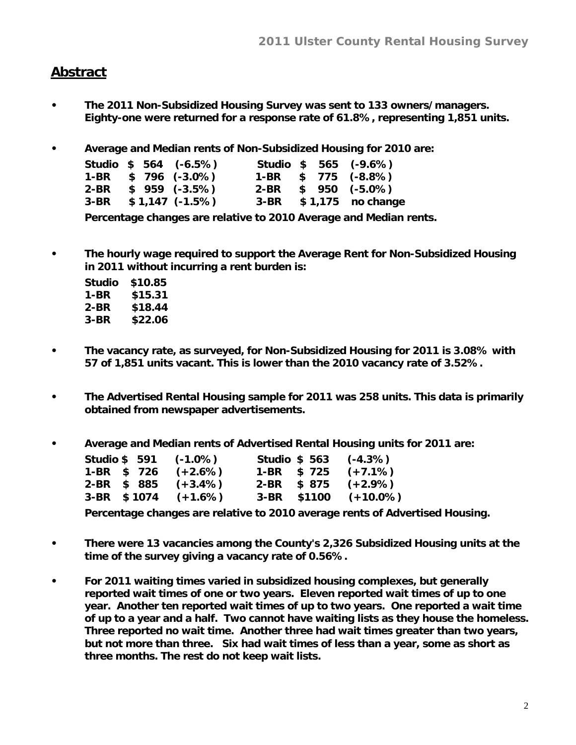## Abstract

- **The 2011 Non-Subsidized Housing Survey was sent to 133 owners/managers. Eighty-one were returned for a response rate of 61.8%, representing 1,851 units.**

- **Average and Median rents of Non-Subsidized Housing for 2010 are:**

| Average | | | Median | | |
|---|---|---|---|---|---|
| **Studio** | **$ 564** | **(-6.5%)** | **Studio** | **$ 565** | **(-9.6%)** |
| **1-BR** | **$ 796** | **(-3.0%)** | **1-BR** | **$ 775** | **(-8.8%)** |
| **2-BR** | **$ 959** | **(-3.5%)** | **2-BR** | **$ 950** | **(-5.0%)** |
| **3-BR** | **$ 1,147** | **(-1.5%)** | **3-BR** | **$ 1,175** | **no change** |

  **Percentage changes are relative to 2010 Average and Median rents.**

- **The hourly wage required to support the Average Rent for Non-Subsidized Housing in 2011 without incurring a rent burden is:**

| | |
|---|---|
| **Studio** | **$10.85** |
| **1-BR** | **$15.31** |
| **2-BR** | **$18.44** |
| **3-BR** | **$22.06** |

- **The vacancy rate, as surveyed, for Non-Subsidized Housing for 2011 is 3.08% with 57 of 1,851 units vacant. This is lower than the 2010 vacancy rate of 3.52%.**

- **The Advertised Rental Housing sample for 2011 was 258 units. This data is primarily obtained from newspaper advertisements.**

- **Average and Median rents of Advertised Rental Housing units for 2011 are:**

| Average | | | Median | | |
|---|---|---|---|---|---|
| **Studio** | **$ 591** | **(-1.0%)** | **Studio** | **$ 563** | **(-4.3%)** |
| **1-BR** | **$ 726** | **(+2.6%)** | **1-BR** | **$ 725** | **(+7.1%)** |
| **2-BR** | **$ 885** | **(+3.4%)** | **2-BR** | **$ 875** | **(+2.9%)** |
| **3-BR** | **$ 1074** | **(+1.6%)** | **3-BR** | **$1100** | **(+10.0%)** |

  **Percentage changes are relative to 2010 average rents of Advertised Housing.**

- **There were 13 vacancies among the County's 2,326 Subsidized Housing units at the time of the survey giving a vacancy rate of 0.56%.**

- **For 2011 waiting times varied in subsidized housing complexes, but generally reported wait times of one or two years. Eleven reported wait times of up to one year. Another ten reported wait times of up to two years. One reported a wait time of up to a year and a half. Two cannot have waiting lists as they house the homeless. Three reported no wait time. Another three had wait times greater than two years, but not more than three. Six had wait times of less than a year, some as short as three months. The rest do not keep wait lists.**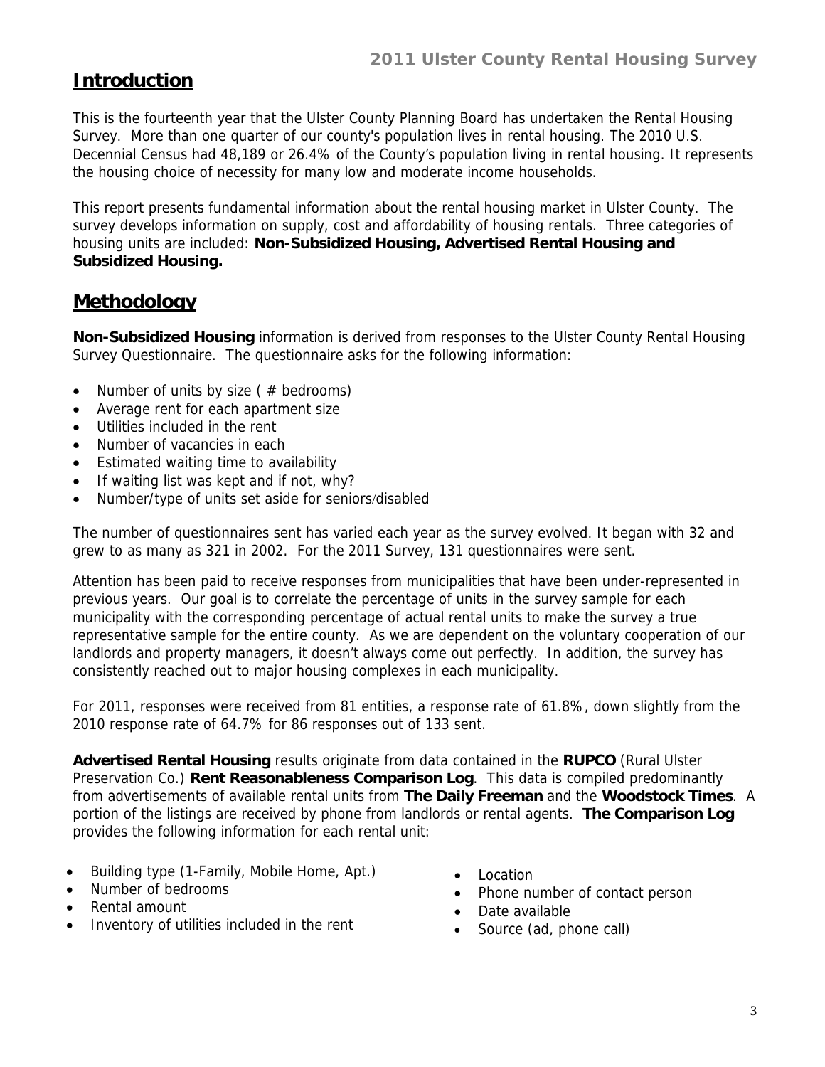## Introduction

This is the fourteenth year that the Ulster County Planning Board has undertaken the Rental Housing Survey. More than one quarter of our county's population lives in rental housing. The 2010 U.S. Decennial Census had 48,189 or 26.4% of the County's population living in rental housing. It represents the housing choice of necessity for many low and moderate income households.

This report presents fundamental information about the rental housing market in Ulster County. The survey develops information on supply, cost and affordability of housing rentals. Three categories of housing units are included: **Non-Subsidized Housing, Advertised Rental Housing and Subsidized Housing.**

## Methodology

**Non-Subsidized Housing** information is derived from responses to the Ulster County Rental Housing Survey Questionnaire. The questionnaire asks for the following information:

- Number of units by size ( # bedrooms)
- Average rent for each apartment size
- Utilities included in the rent
- Number of vacancies in each
- Estimated waiting time to availability
- If waiting list was kept and if not, why?
- Number/type of units set aside for seniors/disabled

The number of questionnaires sent has varied each year as the survey evolved. It began with 32 and grew to as many as 321 in 2002. For the 2011 Survey, 131 questionnaires were sent.

Attention has been paid to receive responses from municipalities that have been under-represented in previous years. Our goal is to correlate the percentage of units in the survey sample for each municipality with the corresponding percentage of actual rental units to make the survey a true representative sample for the entire county. As we are dependent on the voluntary cooperation of our landlords and property managers, it doesn't always come out perfectly. In addition, the survey has consistently reached out to major housing complexes in each municipality.

For 2011, responses were received from 81 entities, a response rate of 61.8%, down slightly from the 2010 response rate of 64.7% for 86 responses out of 133 sent.

**Advertised Rental Housing** results originate from data contained in the **RUPCO** (Rural Ulster Preservation Co.) **Rent Reasonableness Comparison Log**. This data is compiled predominantly from advertisements of available rental units from **The Daily Freeman** and the **Woodstock Times**. A portion of the listings are received by phone from landlords or rental agents. **The Comparison Log** provides the following information for each rental unit:

- Building type (1-Family, Mobile Home, Apt.)
- Number of bedrooms
- Rental amount
- Inventory of utilities included in the rent
- Location
- Phone number of contact person
- Date available
- Source (ad, phone call)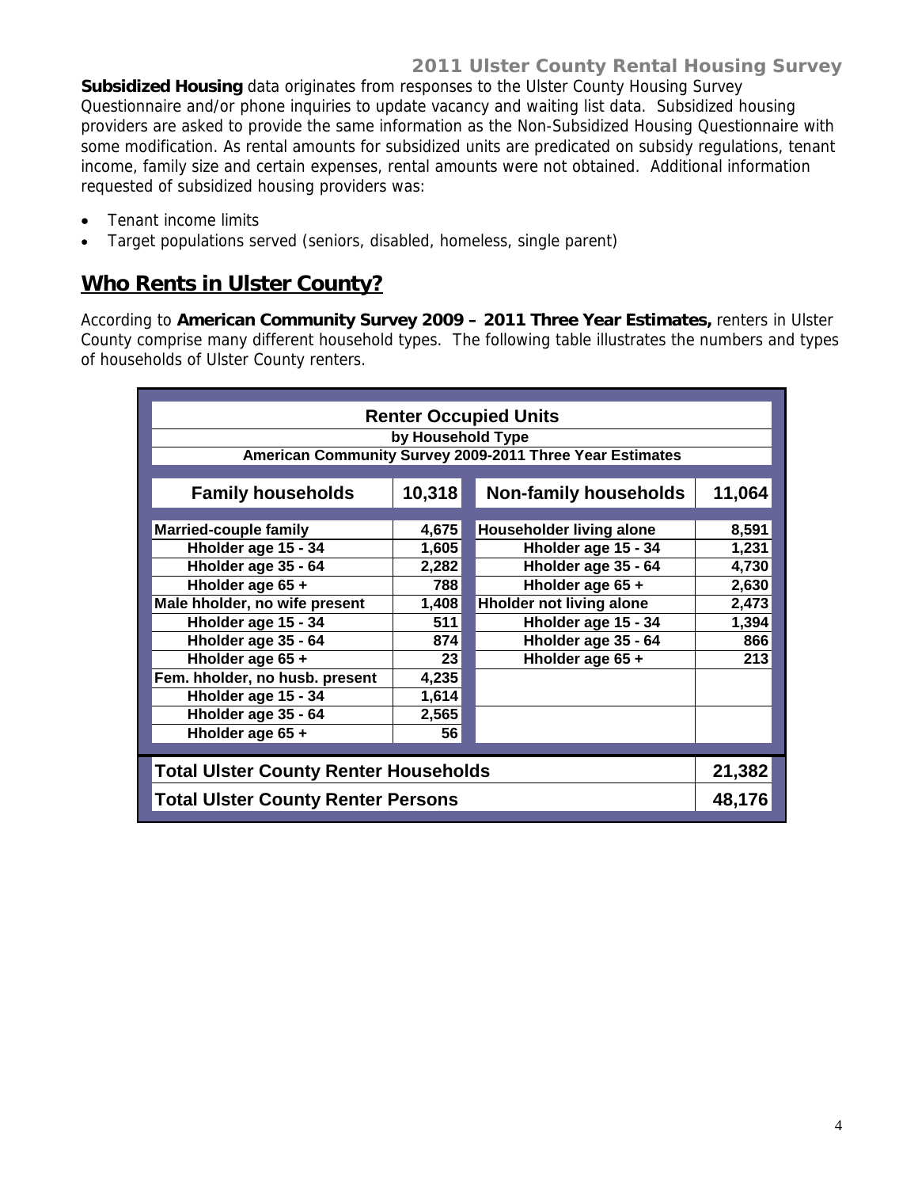**Subsidized Housing** data originates from responses to the Ulster County Housing Survey Questionnaire and/or phone inquiries to update vacancy and waiting list data. Subsidized housing providers are asked to provide the same information as the Non-Subsidized Housing Questionnaire with some modification. As rental amounts for subsidized units are predicated on subsidy regulations, tenant income, family size and certain expenses, rental amounts were not obtained. Additional information requested of subsidized housing providers was:

- Tenant income limits
- Target populations served (seniors, disabled, homeless, single parent)

## Who Rents in Ulster County?

According to **American Community Survey 2009 – 2011 Three Year Estimates,** renters in Ulster County comprise many different household types. The following table illustrates the numbers and types of households of Ulster County renters.

| Renter Occupied Units by Household Type — American Community Survey 2009-2011 Three Year Estimates | | | |
|---|---|---|---|
| **Family households** | **10,318** | **Non-family households** | **11,064** |
| **Married-couple family** | **4,675** | **Householder living alone** | **8,591** |
| Hholder age 15 - 34 | 1,605 | Hholder age 15 - 34 | 1,231 |
| Hholder age 35 - 64 | 2,282 | Hholder age 35 - 64 | 4,730 |
| Hholder age 65 + | 788 | Hholder age 65 + | 2,630 |
| **Male hholder, no wife present** | **1,408** | **Hholder not living alone** | **2,473** |
| Hholder age 15 - 34 | 511 | Hholder age 15 - 34 | 1,394 |
| Hholder age 35 - 64 | 874 | Hholder age 35 - 64 | 866 |
| Hholder age 65 + | 23 | Hholder age 65 + | 213 |
| **Fem. hholder, no husb. present** | **4,235** | | |
| Hholder age 15 - 34 | 1,614 | | |
| Hholder age 35 - 64 | 2,565 | | |
| Hholder age 65 + | 56 | | |
| **Total Ulster County Renter Households** | | | **21,382** |
| **Total Ulster County Renter Persons** | | | **48,176** |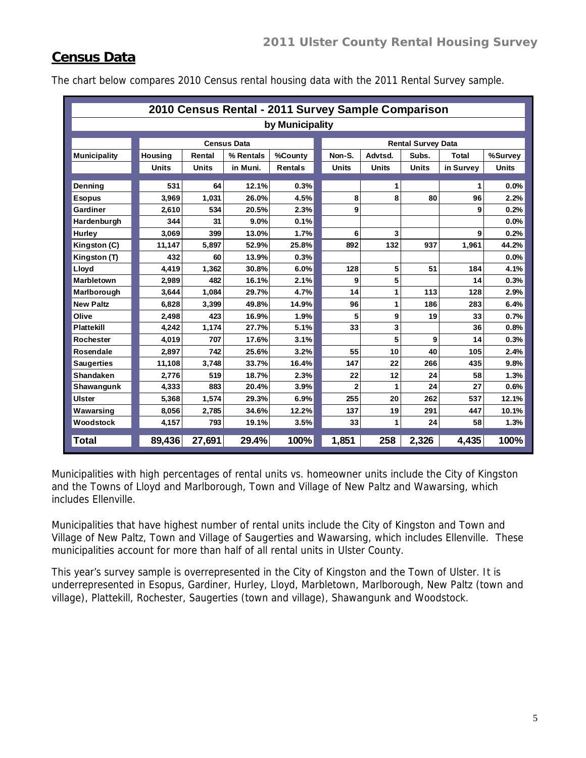## Census Data

The chart below compares 2010 Census rental housing data with the 2011 Rental Survey sample.

**2010 Census Rental - 2011 Survey Sample Comparison**

**by Municipality**

| | Census Data | | | | Rental Survey Data | | | | |
|---|---|---|---|---|---|---|---|---|---|
| Municipality | Housing Units | Rental Units | % Rentals in Muni. | %County Rentals | Non-S. Units | Advtsd. Units | Subs. Units | Total in Survey | %Survey Units |
| Denning | 531 | 64 | 12.1% | 0.3% | | 1 | | 1 | 0.0% |
| Esopus | 3,969 | 1,031 | 26.0% | 4.5% | 8 | 8 | 80 | 96 | 2.2% |
| Gardiner | 2,610 | 534 | 20.5% | 2.3% | 9 | | | 9 | 0.2% |
| Hardenburgh | 344 | 31 | 9.0% | 0.1% | | | | | 0.0% |
| Hurley | 3,069 | 399 | 13.0% | 1.7% | 6 | 3 | | 9 | 0.2% |
| Kingston (C) | 11,147 | 5,897 | 52.9% | 25.8% | 892 | 132 | 937 | 1,961 | 44.2% |
| Kingston (T) | 432 | 60 | 13.9% | 0.3% | | | | | 0.0% |
| Lloyd | 4,419 | 1,362 | 30.8% | 6.0% | 128 | 5 | 51 | 184 | 4.1% |
| Marbletown | 2,989 | 482 | 16.1% | 2.1% | 9 | 5 | | 14 | 0.3% |
| Marlborough | 3,644 | 1,084 | 29.7% | 4.7% | 14 | 1 | 113 | 128 | 2.9% |
| New Paltz | 6,828 | 3,399 | 49.8% | 14.9% | 96 | 1 | 186 | 283 | 6.4% |
| Olive | 2,498 | 423 | 16.9% | 1.9% | 5 | 9 | 19 | 33 | 0.7% |
| Plattekill | 4,242 | 1,174 | 27.7% | 5.1% | 33 | 3 | | 36 | 0.8% |
| Rochester | 4,019 | 707 | 17.6% | 3.1% | | 5 | 9 | 14 | 0.3% |
| Rosendale | 2,897 | 742 | 25.6% | 3.2% | 55 | 10 | 40 | 105 | 2.4% |
| Saugerties | 11,108 | 3,748 | 33.7% | 16.4% | 147 | 22 | 266 | 435 | 9.8% |
| Shandaken | 2,776 | 519 | 18.7% | 2.3% | 22 | 12 | 24 | 58 | 1.3% |
| Shawangunk | 4,333 | 883 | 20.4% | 3.9% | 2 | 1 | 24 | 27 | 0.6% |
| Ulster | 5,368 | 1,574 | 29.3% | 6.9% | 255 | 20 | 262 | 537 | 12.1% |
| Wawarsing | 8,056 | 2,785 | 34.6% | 12.2% | 137 | 19 | 291 | 447 | 10.1% |
| Woodstock | 4,157 | 793 | 19.1% | 3.5% | 33 | 1 | 24 | 58 | 1.3% |
| **Total** | **89,436** | **27,691** | **29.4%** | **100%** | **1,851** | **258** | **2,326** | **4,435** | **100%** |

Municipalities with high percentages of rental units vs. homeowner units include the City of Kingston and the Towns of Lloyd and Marlborough, Town and Village of New Paltz and Wawarsing, which includes Ellenville.

Municipalities that have highest number of rental units include the City of Kingston and Town and Village of New Paltz, Town and Village of Saugerties and Wawarsing, which includes Ellenville. These municipalities account for more than half of all rental units in Ulster County.

This year's survey sample is overrepresented in the City of Kingston and the Town of Ulster. It is underrepresented in Esopus, Gardiner, Hurley, Lloyd, Marbletown, Marlborough, New Paltz (town and village), Plattekill, Rochester, Saugerties (town and village), Shawangunk and Woodstock.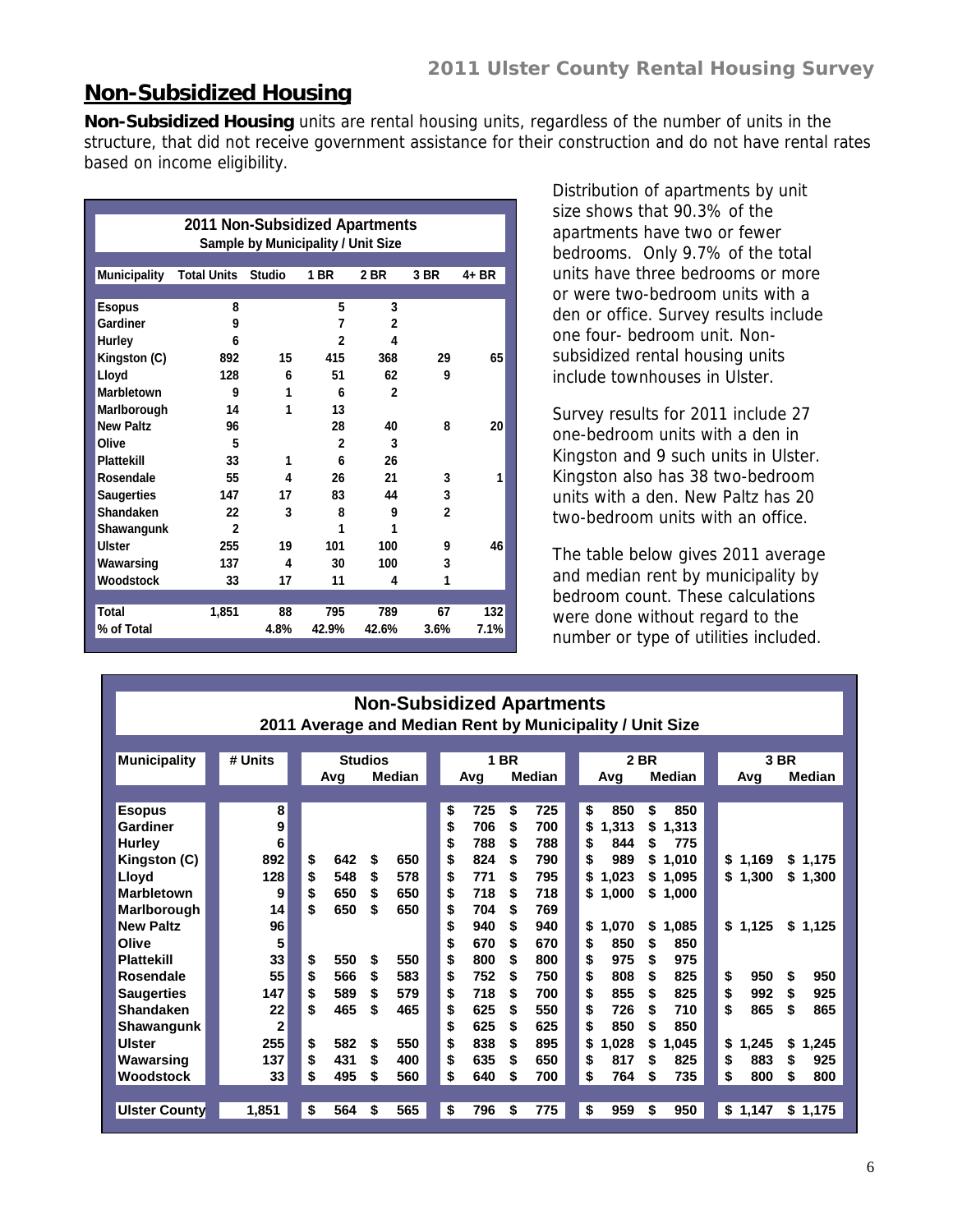## Non-Subsidized Housing

**Non-Subsidized Housing** units are rental housing units, regardless of the number of units in the structure, that did not receive government assistance for their construction and do not have rental rates based on income eligibility.

**2011 Non-Subsidized Apartments**
**Sample by Municipality / Unit Size**

| Municipality | Total Units | Studio | 1 BR | 2 BR | 3 BR | 4+ BR |
|---|---|---|---|---|---|---|
| Esopus | 8 | | 5 | 3 | | |
| Gardiner | 9 | | 7 | 2 | | |
| Hurley | 6 | | 2 | 4 | | |
| Kingston (C) | 892 | 15 | 415 | 368 | 29 | 65 |
| Lloyd | 128 | 6 | 51 | 62 | 9 | |
| Marbletown | 9 | 1 | 6 | 2 | | |
| Marlborough | 14 | 1 | 13 | | | |
| New Paltz | 96 | | 28 | 40 | 8 | 20 |
| Olive | 5 | | 2 | 3 | | |
| Plattekill | 33 | 1 | 6 | 26 | | |
| Rosendale | 55 | 4 | 26 | 21 | 3 | 1 |
| Saugerties | 147 | 17 | 83 | 44 | 3 | |
| Shandaken | 22 | 3 | 8 | 9 | 2 | |
| Shawangunk | 2 | | 1 | 1 | | |
| Ulster | 255 | 19 | 101 | 100 | 9 | 46 |
| Wawarsing | 137 | 4 | 30 | 100 | 3 | |
| Woodstock | 33 | 17 | 11 | 4 | 1 | |
| Total | 1,851 | 88 | 795 | 789 | 67 | 132 |
| % of Total | | 4.8% | 42.9% | 42.6% | 3.6% | 7.1% |

Distribution of apartments by unit size shows that 90.3% of the apartments have two or fewer bedrooms. Only 9.7% of the total units have three bedrooms or more or were two-bedroom units with a den or office. Survey results include one four- bedroom unit. Non-subsidized rental housing units include townhouses in Ulster.

Survey results for 2011 include 27 one-bedroom units with a den in Kingston and 9 such units in Ulster. Kingston also has 38 two-bedroom units with a den. New Paltz has 20 two-bedroom units with an office.

The table below gives 2011 average and median rent by municipality by bedroom count. These calculations were done without regard to the number or type of utilities included.

**Non-Subsidized Apartments**
**2011 Average and Median Rent by Municipality / Unit Size**

| Municipality | # Units | Studios | | 1 BR | | 2 BR | | 3 BR | |
|---|---|---|---|---|---|---|---|---|---|
| | | Avg | Median | Avg | Median | Avg | Median | Avg | Median |
| Esopus | 8 | | | $ 725 | $ 725 | $ 850 | $ 850 | | |
| Gardiner | 9 | | | $ 706 | $ 700 | $ 1,313 | $ 1,313 | | |
| Hurley | 6 | | | $ 788 | $ 788 | $ 844 | $ 775 | | |
| Kingston (C) | 892 | $ 642 | $ 650 | $ 824 | $ 790 | $ 989 | $ 1,010 | $ 1,169 | $ 1,175 |
| Lloyd | 128 | $ 548 | $ 578 | $ 771 | $ 795 | $ 1,023 | $ 1,095 | $ 1,300 | $ 1,300 |
| Marbletown | 9 | $ 650 | $ 650 | $ 718 | $ 718 | $ 1,000 | $ 1,000 | | |
| Marlborough | 14 | $ 650 | $ 650 | $ 704 | $ 769 | | | | |
| New Paltz | 96 | | | $ 940 | $ 940 | $ 1,070 | $ 1,085 | $ 1,125 | $ 1,125 |
| Olive | 5 | | | $ 670 | $ 670 | $ 850 | $ 850 | | |
| Plattekill | 33 | $ 550 | $ 550 | $ 800 | $ 800 | $ 975 | $ 975 | | |
| Rosendale | 55 | $ 566 | $ 583 | $ 752 | $ 750 | $ 808 | $ 825 | $ 950 | $ 950 |
| Saugerties | 147 | $ 589 | $ 579 | $ 718 | $ 700 | $ 855 | $ 825 | $ 992 | $ 925 |
| Shandaken | 22 | $ 465 | $ 465 | $ 625 | $ 550 | $ 726 | $ 710 | $ 865 | $ 865 |
| Shawangunk | 2 | | | $ 625 | $ 625 | $ 850 | $ 850 | | |
| Ulster | 255 | $ 582 | $ 550 | $ 838 | $ 895 | $ 1,028 | $ 1,045 | $ 1,245 | $ 1,245 |
| Wawarsing | 137 | $ 431 | $ 400 | $ 635 | $ 650 | $ 817 | $ 825 | $ 883 | $ 925 |
| Woodstock | 33 | $ 495 | $ 560 | $ 640 | $ 700 | $ 764 | $ 735 | $ 800 | $ 800 |
| Ulster County | 1,851 | $ 564 | $ 565 | $ 796 | $ 775 | $ 959 | $ 950 | $ 1,147 | $ 1,175 |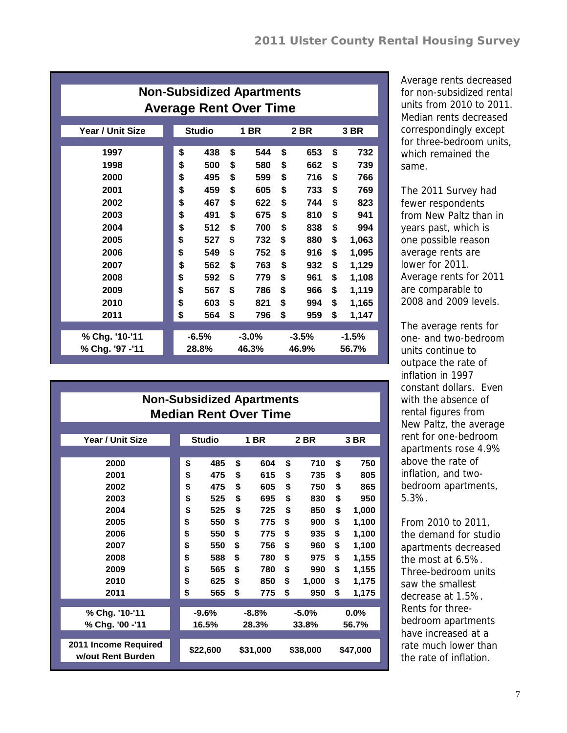## Non-Subsidized Apartments Average Rent Over Time

| Year / Unit Size | Studio | 1 BR | 2 BR | 3 BR |
|---|---|---|---|---|
| 1997 | $ 438 | $ 544 | $ 653 | $ 732 |
| 1998 | $ 500 | $ 580 | $ 662 | $ 739 |
| 2000 | $ 495 | $ 599 | $ 716 | $ 766 |
| 2001 | $ 459 | $ 605 | $ 733 | $ 769 |
| 2002 | $ 467 | $ 622 | $ 744 | $ 823 |
| 2003 | $ 491 | $ 675 | $ 810 | $ 941 |
| 2004 | $ 512 | $ 700 | $ 838 | $ 994 |
| 2005 | $ 527 | $ 732 | $ 880 | $ 1,063 |
| 2006 | $ 549 | $ 752 | $ 916 | $ 1,095 |
| 2007 | $ 562 | $ 763 | $ 932 | $ 1,129 |
| 2008 | $ 592 | $ 779 | $ 961 | $ 1,108 |
| 2009 | $ 567 | $ 786 | $ 966 | $ 1,119 |
| 2010 | $ 603 | $ 821 | $ 994 | $ 1,165 |
| 2011 | $ 564 | $ 796 | $ 959 | $ 1,147 |
| % Chg. '10-'11 | -6.5% | -3.0% | -3.5% | -1.5% |
| % Chg. '97 -'11 | 28.8% | 46.3% | 46.9% | 56.7% |

## Non-Subsidized Apartments Median Rent Over Time

| Year / Unit Size | Studio | 1 BR | 2 BR | 3 BR |
|---|---|---|---|---|
| 2000 | $ 485 | $ 604 | $ 710 | $ 750 |
| 2001 | $ 475 | $ 615 | $ 735 | $ 805 |
| 2002 | $ 475 | $ 605 | $ 750 | $ 865 |
| 2003 | $ 525 | $ 695 | $ 830 | $ 950 |
| 2004 | $ 525 | $ 725 | $ 850 | $ 1,000 |
| 2005 | $ 550 | $ 775 | $ 900 | $ 1,100 |
| 2006 | $ 550 | $ 775 | $ 935 | $ 1,100 |
| 2007 | $ 550 | $ 756 | $ 960 | $ 1,100 |
| 2008 | $ 588 | $ 780 | $ 975 | $ 1,155 |
| 2009 | $ 565 | $ 780 | $ 990 | $ 1,155 |
| 2010 | $ 625 | $ 850 | $ 1,000 | $ 1,175 |
| 2011 | $ 565 | $ 775 | $ 950 | $ 1,175 |
| % Chg. '10-'11 | -9.6% | -8.8% | -5.0% | 0.0% |
| % Chg. '00 -'11 | 16.5% | 28.3% | 33.8% | 56.7% |
| 2011 Income Required w/out Rent Burden | $22,600 | $31,000 | $38,000 | $47,000 |

Average rents decreased for non-subsidized rental units from 2010 to 2011. Median rents decreased correspondingly except for three-bedroom units, which remained the same.

The 2011 Survey had fewer respondents from New Paltz than in years past, which is one possible reason average rents are lower for 2011. Average rents for 2011 are comparable to 2008 and 2009 levels.

The average rents for one- and two-bedroom units continue to outpace the rate of inflation in 1997 constant dollars. Even with the absence of rental figures from New Paltz, the average rent for one-bedroom apartments rose 4.9% above the rate of inflation, and two-bedroom apartments, 5.3%.

From 2010 to 2011, the demand for studio apartments decreased the most at 6.5%. Three-bedroom units saw the smallest decrease at 1.5%. Rents for three-bedroom apartments have increased at a rate much lower than the rate of inflation.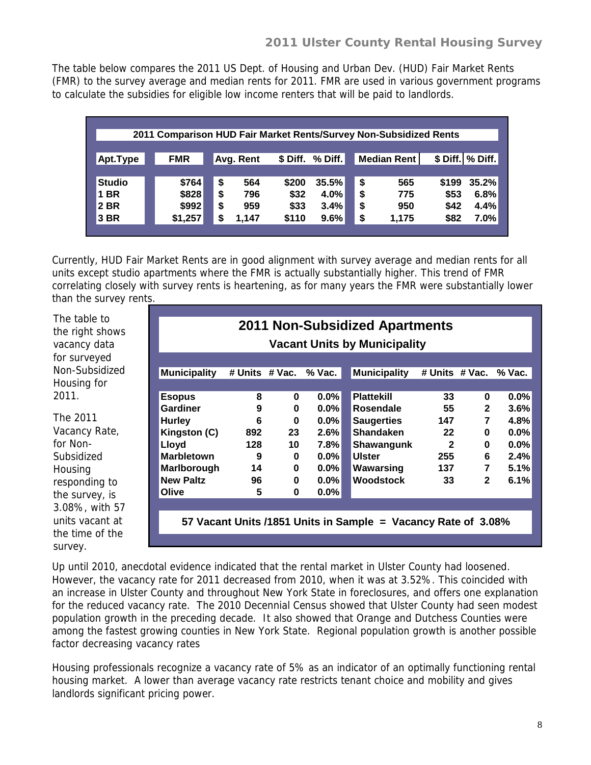The table below compares the 2011 US Dept. of Housing and Urban Dev. (HUD) Fair Market Rents (FMR) to the survey average and median rents for 2011. FMR are used in various government programs to calculate the subsidies for eligible low income renters that will be paid to landlords.

**2011 Comparison HUD Fair Market Rents/Survey Non-Subsidized Rents**

| Apt.Type | FMR | Avg. Rent | $ Diff. | % Diff. | Median Rent | $ Diff. | % Diff. |
|---|---|---|---|---|---|---|---|
| Studio | $764 | $ 564 | $200 | 35.5% | $ 565 | $199 | 35.2% |
| 1 BR | $828 | $ 796 | $32 | 4.0% | $ 775 | $53 | 6.8% |
| 2 BR | $992 | $ 959 | $33 | 3.4% | $ 950 | $42 | 4.4% |
| 3 BR | $1,257 | $ 1,147 | $110 | 9.6% | $ 1,175 | $82 | 7.0% |

Currently, HUD Fair Market Rents are in good alignment with survey average and median rents for all units except studio apartments where the FMR is actually substantially higher. This trend of FMR correlating closely with survey rents is heartening, as for many years the FMR were substantially lower than the survey rents.

The table to the right shows vacancy data for surveyed Non-Subsidized Housing for 2011.

The 2011 Vacancy Rate, for Non-Subsidized Housing responding to the survey, is 3.08%, with 57 units vacant at the time of the survey.

**2011 Non-Subsidized Apartments**

**Vacant Units by Municipality**

| Municipality | # Units | # Vac. | % Vac. | Municipality | # Units | # Vac. | % Vac. |
|---|---|---|---|---|---|---|---|
| Esopus | 8 | 0 | 0.0% | Plattekill | 33 | 0 | 0.0% |
| Gardiner | 9 | 0 | 0.0% | Rosendale | 55 | 2 | 3.6% |
| Hurley | 6 | 0 | 0.0% | Saugerties | 147 | 7 | 4.8% |
| Kingston (C) | 892 | 23 | 2.6% | Shandaken | 22 | 0 | 0.0% |
| Lloyd | 128 | 10 | 7.8% | Shawangunk | 2 | 0 | 0.0% |
| Marbletown | 9 | 0 | 0.0% | Ulster | 255 | 6 | 2.4% |
| Marlborough | 14 | 0 | 0.0% | Wawarsing | 137 | 7 | 5.1% |
| New Paltz | 96 | 0 | 0.0% | Woodstock | 33 | 2 | 6.1% |
| Olive | 5 | 0 | 0.0% | | | | |

**57 Vacant Units /1851 Units in Sample = Vacancy Rate of 3.08%**

Up until 2010, anecdotal evidence indicated that the rental market in Ulster County had loosened. However, the vacancy rate for 2011 decreased from 2010, when it was at 3.52%. This coincided with an increase in Ulster County and throughout New York State in foreclosures, and offers one explanation for the reduced vacancy rate. The 2010 Decennial Census showed that Ulster County had seen modest population growth in the preceding decade. It also showed that Orange and Dutchess Counties were among the fastest growing counties in New York State. Regional population growth is another possible factor decreasing vacancy rates

Housing professionals recognize a vacancy rate of 5% as an indicator of an optimally functioning rental housing market. A lower than average vacancy rate restricts tenant choice and mobility and gives landlords significant pricing power.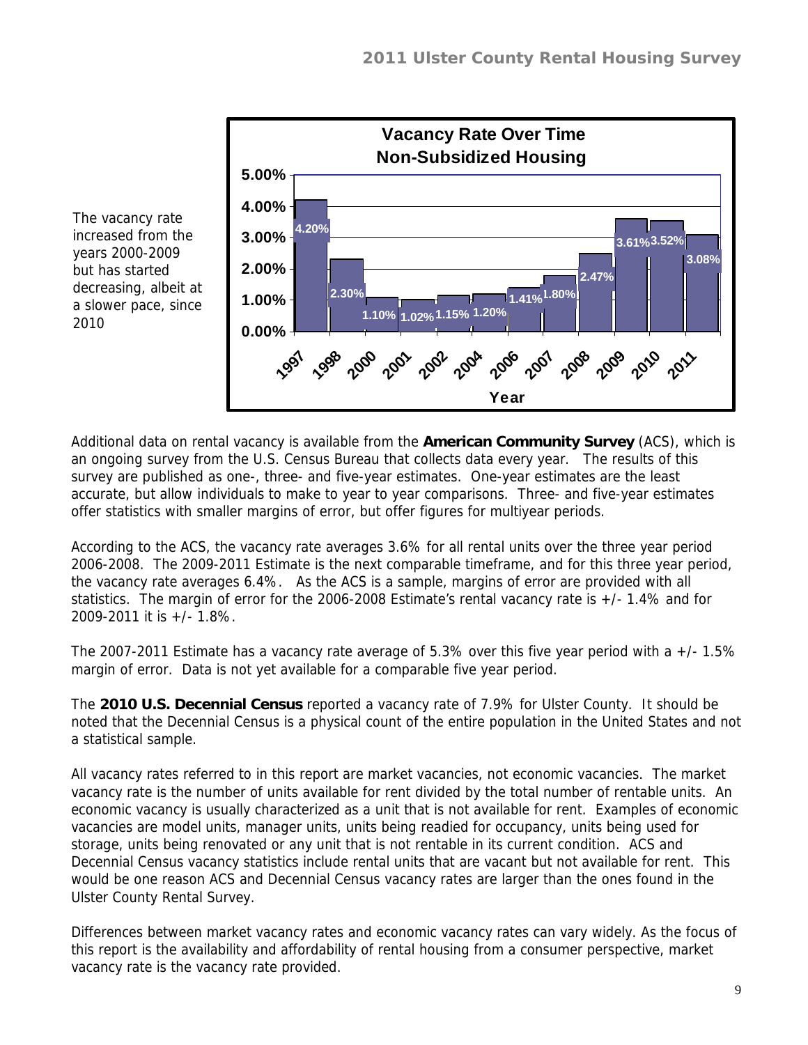The vacancy rate increased from the years 2000-2009 but has started decreasing, albeit at a slower pace, since 2010

**Vacancy Rate Over Time**
**Non-Subsidized Housing**

| Year | Vacancy Rate |
|---|---|
| 1997 | 4.20% |
| 1998 | 2.30% |
| 2000 | 1.10% |
| 2001 | 1.02% |
| 2002 | 1.15% |
| 2004 | 1.20% |
| 2006 | 1.41% |
| 2007 | 1.80% |
| 2008 | 2.47% |
| 2009 | 3.61% |
| 2010 | 3.52% |
| 2011 | 3.08% |

Additional data on rental vacancy is available from the **American Community Survey** (ACS), which is an ongoing survey from the U.S. Census Bureau that collects data every year. The results of this survey are published as one-, three- and five-year estimates. One-year estimates are the least accurate, but allow individuals to make to year to year comparisons. Three- and five-year estimates offer statistics with smaller margins of error, but offer figures for multiyear periods.

According to the ACS, the vacancy rate averages 3.6% for all rental units over the three year period 2006-2008. The 2009-2011 Estimate is the next comparable timeframe, and for this three year period, the vacancy rate averages 6.4%. As the ACS is a sample, margins of error are provided with all statistics. The margin of error for the 2006-2008 Estimate's rental vacancy rate is +/- 1.4% and for 2009-2011 it is +/- 1.8%.

The 2007-2011 Estimate has a vacancy rate average of 5.3% over this five year period with a +/- 1.5% margin of error. Data is not yet available for a comparable five year period.

The **2010 U.S. Decennial Census** reported a vacancy rate of 7.9% for Ulster County. It should be noted that the Decennial Census is a physical count of the entire population in the United States and not a statistical sample.

All vacancy rates referred to in this report are market vacancies, not economic vacancies. The market vacancy rate is the number of units available for rent divided by the total number of rentable units. An economic vacancy is usually characterized as a unit that is not available for rent. Examples of economic vacancies are model units, manager units, units being readied for occupancy, units being used for storage, units being renovated or any unit that is not rentable in its current condition. ACS and Decennial Census vacancy statistics include rental units that are vacant but not available for rent. This would be one reason ACS and Decennial Census vacancy rates are larger than the ones found in the Ulster County Rental Survey.

Differences between market vacancy rates and economic vacancy rates can vary widely. As the focus of this report is the availability and affordability of rental housing from a consumer perspective, market vacancy rate is the vacancy rate provided.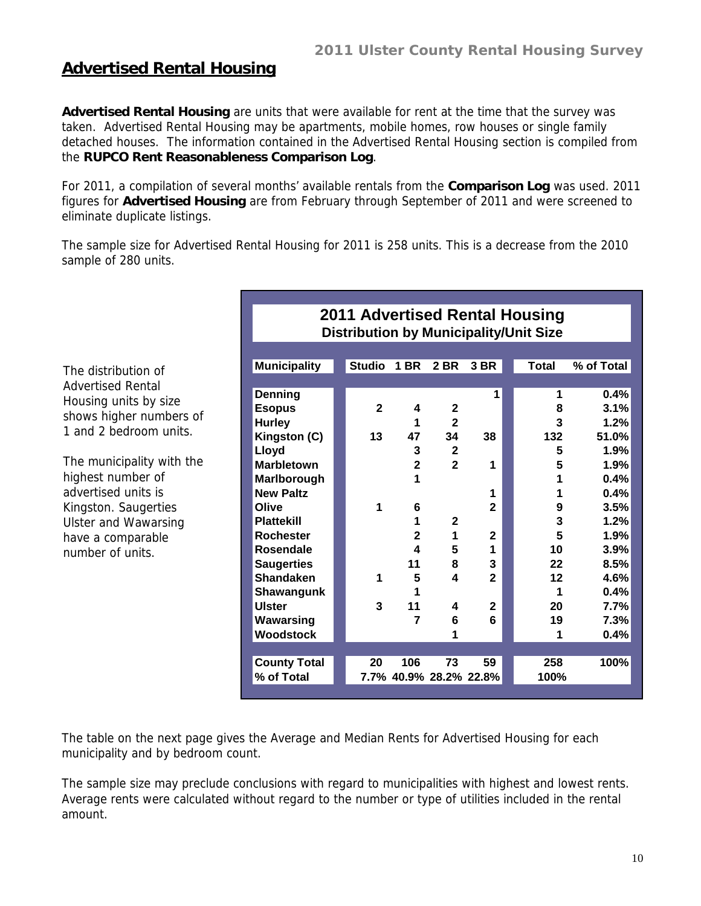## Advertised Rental Housing

**Advertised Rental Housing** are units that were available for rent at the time that the survey was taken. Advertised Rental Housing may be apartments, mobile homes, row houses or single family detached houses. The information contained in the Advertised Rental Housing section is compiled from the **RUPCO Rent Reasonableness Comparison Log**.

For 2011, a compilation of several months' available rentals from the **Comparison Log** was used. 2011 figures for **Advertised Housing** are from February through September of 2011 and were screened to eliminate duplicate listings.

The sample size for Advertised Rental Housing for 2011 is 258 units. This is a decrease from the 2010 sample of 280 units.

The distribution of Advertised Rental Housing units by size shows higher numbers of 1 and 2 bedroom units.

The municipality with the highest number of advertised units is Kingston. Saugerties Ulster and Wawarsing have a comparable number of units.

**2011 Advertised Rental Housing**
**Distribution by Municipality/Unit Size**

| Municipality | Studio | 1 BR | 2 BR | 3 BR | Total | % of Total |
|---|---|---|---|---|---|---|
| Denning | | | | 1 | 1 | 0.4% |
| Esopus | 2 | 4 | 2 | | 8 | 3.1% |
| Hurley | | 1 | 2 | | 3 | 1.2% |
| Kingston (C) | 13 | 47 | 34 | 38 | 132 | 51.0% |
| Lloyd | | 3 | 2 | | 5 | 1.9% |
| Marbletown | | 2 | 2 | 1 | 5 | 1.9% |
| Marlborough | | 1 | | | 1 | 0.4% |
| New Paltz | | | | 1 | 1 | 0.4% |
| Olive | 1 | 6 | | 2 | 9 | 3.5% |
| Plattekill | | 1 | 2 | | 3 | 1.2% |
| Rochester | | 2 | 1 | 2 | 5 | 1.9% |
| Rosendale | | 4 | 5 | 1 | 10 | 3.9% |
| Saugerties | | 11 | 8 | 3 | 22 | 8.5% |
| Shandaken | 1 | 5 | 4 | 2 | 12 | 4.6% |
| Shawangunk | | 1 | | | 1 | 0.4% |
| Ulster | 3 | 11 | 4 | 2 | 20 | 7.7% |
| Wawarsing | | 7 | 6 | 6 | 19 | 7.3% |
| Woodstock | | | 1 | | 1 | 0.4% |
| **County Total** | 20 | 106 | 73 | 59 | 258 | 100% |
| **% of Total** | 7.7% | 40.9% | 28.2% | 22.8% | 100% | |

The table on the next page gives the Average and Median Rents for Advertised Housing for each municipality and by bedroom count.

The sample size may preclude conclusions with regard to municipalities with highest and lowest rents. Average rents were calculated without regard to the number or type of utilities included in the rental amount.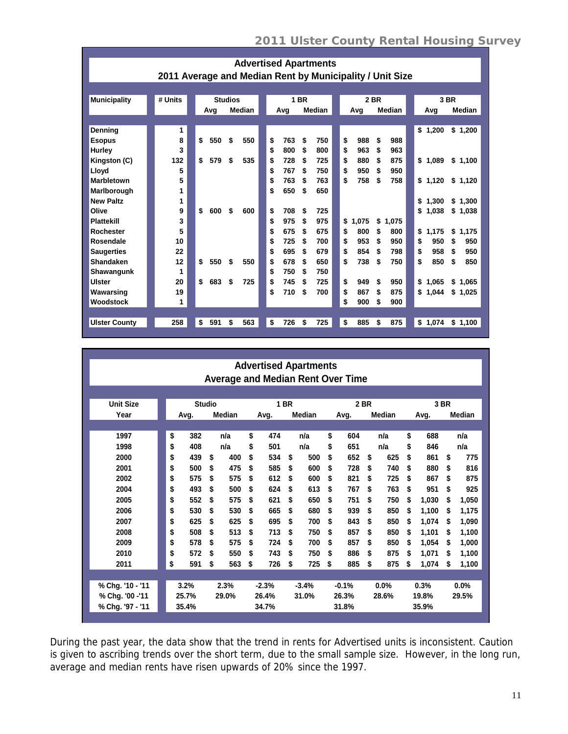## Advertised Apartments
### 2011 Average and Median Rent by Municipality / Unit Size

| Municipality | # Units | Studios | | 1 BR | | 2 BR | | 3 BR | |
|---|---|---|---|---|---|---|---|---|---|
| | | Avg | Median | Avg | Median | Avg | Median | Avg | Median |
| Denning | 1 | | | | | | | $ 1,200 | $ 1,200 |
| Esopus | 8 | $ 550 | $ 550 | $ 763 | $ 750 | $ 988 | $ 988 | | |
| Hurley | 3 | | | $ 800 | $ 800 | $ 963 | $ 963 | | |
| Kingston (C) | 132 | $ 579 | $ 535 | $ 728 | $ 725 | $ 880 | $ 875 | $ 1,089 | $ 1,100 |
| Lloyd | 5 | | | $ 767 | $ 750 | $ 950 | $ 950 | | |
| Marbletown | 5 | | | $ 763 | $ 763 | $ 758 | $ 758 | $ 1,120 | $ 1,120 |
| Marlborough | 1 | | | $ 650 | $ 650 | | | | |
| New Paltz | 1 | | | | | | | $ 1,300 | $ 1,300 |
| Olive | 9 | $ 600 | $ 600 | $ 708 | $ 725 | | | $ 1,038 | $ 1,038 |
| Plattekill | 3 | | | $ 975 | $ 975 | $ 1,075 | $ 1,075 | | |
| Rochester | 5 | | | $ 675 | $ 675 | $ 800 | $ 800 | $ 1,175 | $ 1,175 |
| Rosendale | 10 | | | $ 725 | $ 700 | $ 953 | $ 950 | $ 950 | $ 950 |
| Saugerties | 22 | | | $ 695 | $ 679 | $ 854 | $ 798 | $ 958 | $ 950 |
| Shandaken | 12 | $ 550 | $ 550 | $ 678 | $ 650 | $ 738 | $ 750 | $ 850 | $ 850 |
| Shawangunk | 1 | | | $ 750 | $ 750 | | | | |
| Ulster | 20 | $ 683 | $ 725 | $ 745 | $ 725 | $ 949 | $ 950 | $ 1,065 | $ 1,065 |
| Wawarsing | 19 | | | $ 710 | $ 700 | $ 867 | $ 875 | $ 1,044 | $ 1,025 |
| Woodstock | 1 | | | | | $ 900 | $ 900 | | |
| Ulster County | 258 | $ 591 | $ 563 | $ 726 | $ 725 | $ 885 | $ 875 | $ 1,074 | $ 1,100 |

## Advertised Apartments
### Average and Median Rent Over Time

| Unit Size | Studio | | 1 BR | | 2 BR | | 3 BR | |
|---|---|---|---|---|---|---|---|---|
| Year | Avg. | Median | Avg. | Median | Avg. | Median | Avg. | Median |
| 1997 | $ 382 | n/a | $ 474 | n/a | $ 604 | n/a | $ 688 | n/a |
| 1998 | $ 408 | n/a | $ 501 | n/a | $ 651 | n/a | $ 846 | n/a |
| 2000 | $ 439 | $ 400 | $ 534 | $ 500 | $ 652 | $ 625 | $ 861 | $ 775 |
| 2001 | $ 500 | $ 475 | $ 585 | $ 600 | $ 728 | $ 740 | $ 880 | $ 816 |
| 2002 | $ 575 | $ 575 | $ 612 | $ 600 | $ 821 | $ 725 | $ 867 | $ 875 |
| 2004 | $ 493 | $ 500 | $ 624 | $ 613 | $ 767 | $ 763 | $ 951 | $ 925 |
| 2005 | $ 552 | $ 575 | $ 621 | $ 650 | $ 751 | $ 750 | $ 1,030 | $ 1,050 |
| 2006 | $ 530 | $ 530 | $ 665 | $ 680 | $ 939 | $ 850 | $ 1,100 | $ 1,175 |
| 2007 | $ 625 | $ 625 | $ 695 | $ 700 | $ 843 | $ 850 | $ 1,074 | $ 1,090 |
| 2008 | $ 508 | $ 513 | $ 713 | $ 750 | $ 857 | $ 850 | $ 1,101 | $ 1,100 |
| 2009 | $ 578 | $ 575 | $ 724 | $ 700 | $ 857 | $ 850 | $ 1,054 | $ 1,000 |
| 2010 | $ 572 | $ 550 | $ 743 | $ 750 | $ 886 | $ 875 | $ 1,071 | $ 1,100 |
| 2011 | $ 591 | $ 563 | $ 726 | $ 725 | $ 885 | $ 875 | $ 1,074 | $ 1,100 |
| % Chg. '10 - '11 | 3.2% | 2.3% | -2.3% | -3.4% | -0.1% | 0.0% | 0.3% | 0.0% |
| % Chg. '00 -'11 | 25.7% | 29.0% | 26.4% | 31.0% | 26.3% | 28.6% | 19.8% | 29.5% |
| % Chg. '97 - '11 | 35.4% | | 34.7% | | 31.8% | | 35.9% | |

During the past year, the data show that the trend in rents for Advertised units is inconsistent. Caution is given to ascribing trends over the short term, due to the small sample size. However, in the long run, average and median rents have risen upwards of 20% since the 1997.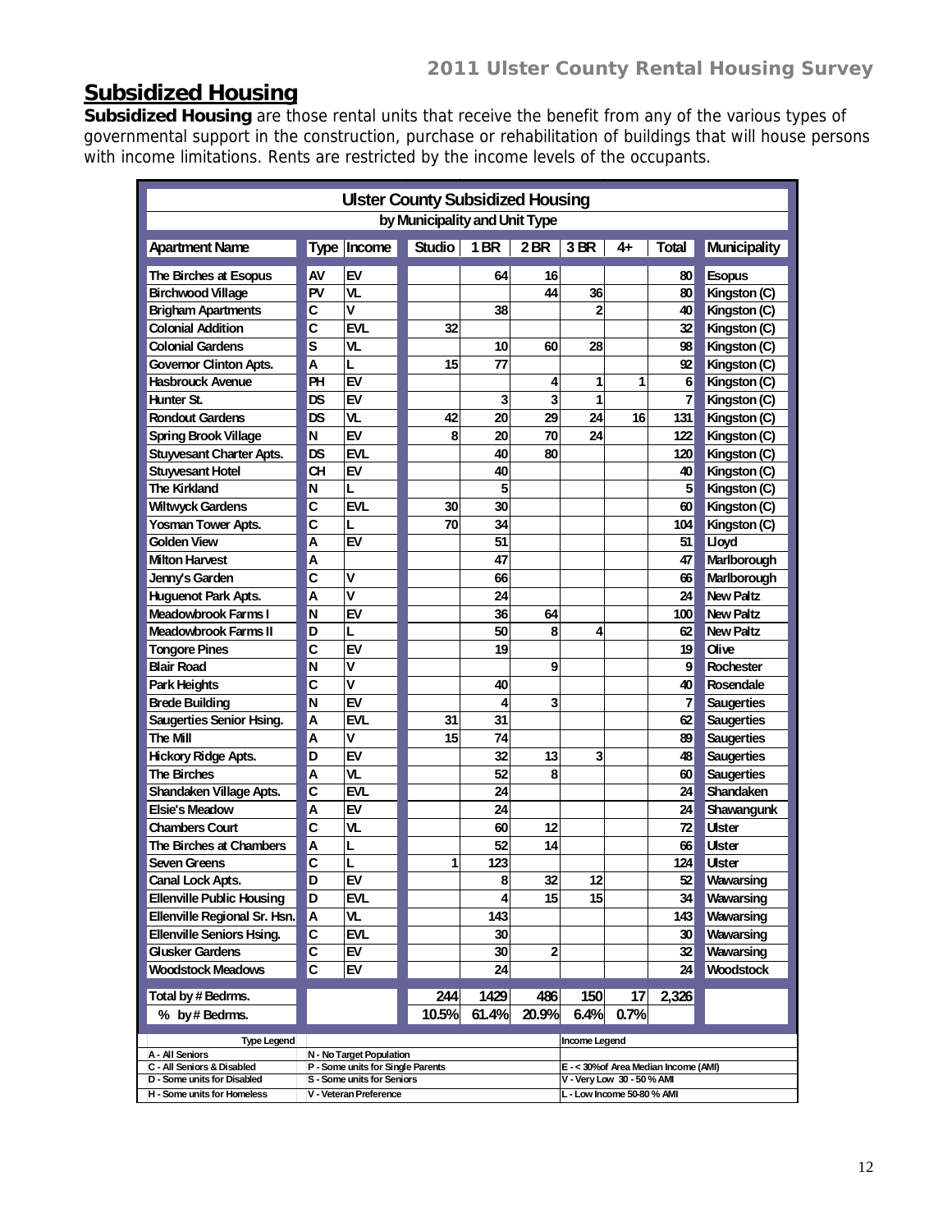## Subsidized Housing

**Subsidized Housing** are those rental units that receive the benefit from any of the various types of governmental support in the construction, purchase or rehabilitation of buildings that will house persons with income limitations. Rents are restricted by the income levels of the occupants.

**Ulster County Subsidized Housing**
**by Municipality and Unit Type**

| Apartment Name | Type | Income | Studio | 1 BR | 2 BR | 3 BR | 4+ | Total | Municipality |
|---|---|---|---|---|---|---|---|---|---|
| The Birches at Esopus | AV | EV | | 64 | 16 | | | 80 | Esopus |
| Birchwood Village | PV | VL | | | 44 | 36 | | 80 | Kingston (C) |
| Brigham Apartments | C | V | | 38 | | 2 | | 40 | Kingston (C) |
| Colonial Addition | C | EVL | 32 | | | | | 32 | Kingston (C) |
| Colonial Gardens | S | VL | | 10 | 60 | 28 | | 98 | Kingston (C) |
| Governor Clinton Apts. | A | L | 15 | 77 | | | | 92 | Kingston (C) |
| Hasbrouck Avenue | PH | EV | | | 4 | 1 | 1 | 6 | Kingston (C) |
| Hunter St. | DS | EV | | 3 | 3 | 1 | | 7 | Kingston (C) |
| Rondout Gardens | DS | VL | 42 | 20 | 29 | 24 | 16 | 131 | Kingston (C) |
| Spring Brook Village | N | EV | 8 | 20 | 70 | 24 | | 122 | Kingston (C) |
| Stuyvesant Charter Apts. | DS | EVL | | 40 | 80 | | | 120 | Kingston (C) |
| Stuyvesant Hotel | CH | EV | | 40 | | | | 40 | Kingston (C) |
| The Kirkland | N | L | | 5 | | | | 5 | Kingston (C) |
| Wiltwyck Gardens | C | EVL | 30 | 30 | | | | 60 | Kingston (C) |
| Yosman Tower Apts. | C | L | 70 | 34 | | | | 104 | Kingston (C) |
| Golden View | A | EV | | 51 | | | | 51 | Lloyd |
| Milton Harvest | A | | | 47 | | | | 47 | Marlborough |
| Jenny's Garden | C | V | | 66 | | | | 66 | Marlborough |
| Huguenot Park Apts. | A | V | | 24 | | | | 24 | New Paltz |
| Meadowbrook Farms I | N | EV | | 36 | 64 | | | 100 | New Paltz |
| Meadowbrook Farms II | D | L | | 50 | 8 | 4 | | 62 | New Paltz |
| Tongore Pines | C | EV | | 19 | | | | 19 | Olive |
| Blair Road | N | V | | | 9 | | | 9 | Rochester |
| Park Heights | C | V | | 40 | | | | 40 | Rosendale |
| Brede Building | N | EV | | 4 | 3 | | | 7 | Saugerties |
| Saugerties Senior Hsing. | A | EVL | 31 | 31 | | | | 62 | Saugerties |
| The Mill | A | V | 15 | 74 | | | | 89 | Saugerties |
| Hickory Ridge Apts. | D | EV | | 32 | 13 | 3 | | 48 | Saugerties |
| The Birches | A | VL | | 52 | 8 | | | 60 | Saugerties |
| Shandaken Village Apts. | C | EVL | | 24 | | | | 24 | Shandaken |
| Elsie's Meadow | A | EV | | 24 | | | | 24 | Shawangunk |
| Chambers Court | C | VL | | 60 | 12 | | | 72 | Ulster |
| The Birches at Chambers | A | L | | 52 | 14 | | | 66 | Ulster |
| Seven Greens | C | L | 1 | 123 | | | | 124 | Ulster |
| Canal Lock Apts. | D | EV | | 8 | 32 | 12 | | 52 | Wawarsing |
| Ellenville Public Housing | D | EVL | | 4 | 15 | 15 | | 34 | Wawarsing |
| Ellenville Regional Sr. Hsn. | A | VL | | 143 | | | | 143 | Wawarsing |
| Ellenville Seniors Hsing. | C | EVL | | 30 | | | | 30 | Wawarsing |
| Glusker Gardens | C | EV | | 30 | 2 | | | 32 | Wawarsing |
| Woodstock Meadows | C | EV | | 24 | | | | 24 | Woodstock |
| Total by # Bedrms. | | | 244 | 1429 | 486 | 150 | 17 | 2,326 | |
| % by # Bedrms. | | | 10.5% | 61.4% | 20.9% | 6.4% | 0.7% | | |

| Type Legend | | Income Legend |
|---|---|---|
| A - All Seniors | N - No Target Population | |
| C - All Seniors & Disabled | P - Some units for Single Parents | E - < 30% of Area Median Income (AMI) |
| D - Some units for Disabled | S - Some units for Seniors | V - Very Low 30 - 50 % AMI |
| H - Some units for Homeless | V - Veteran Preference | L - Low Income 50-80 % AMI |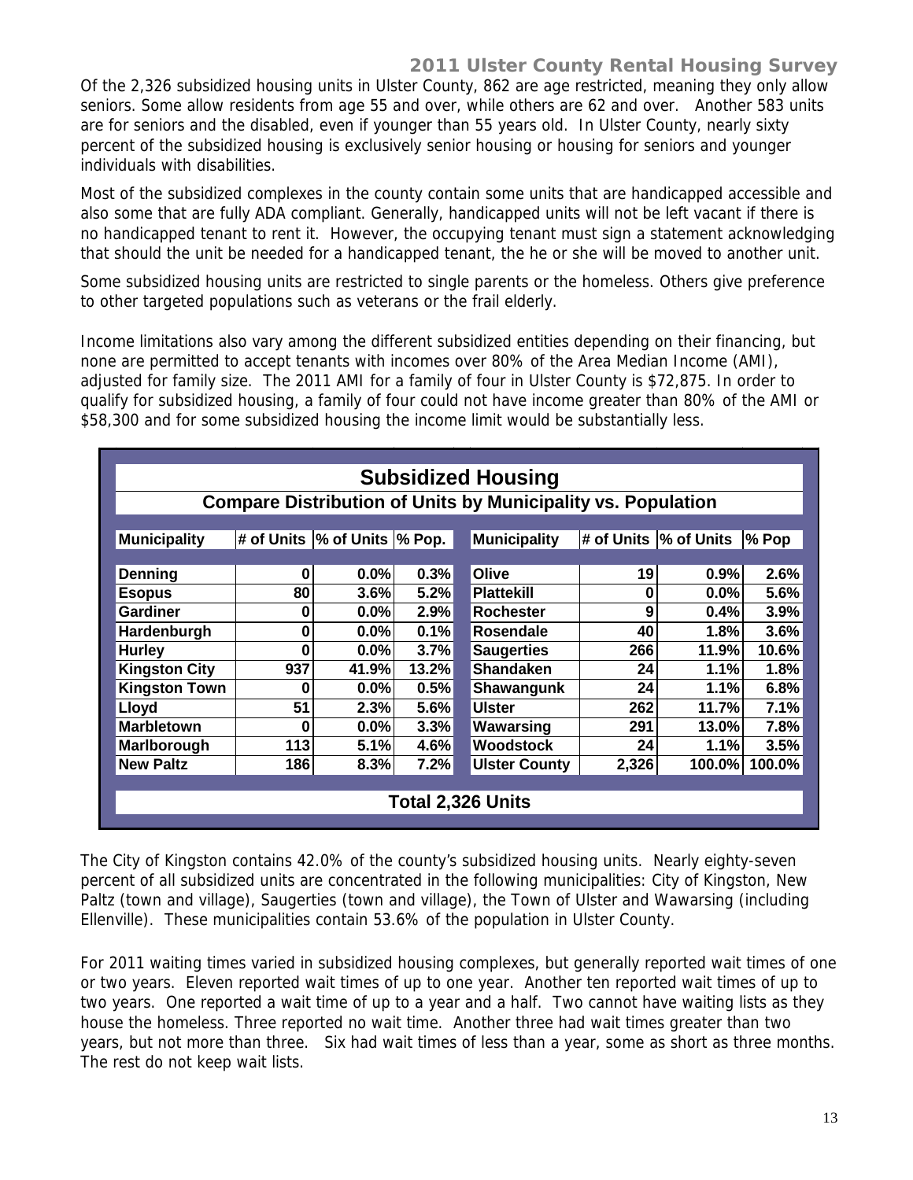Of the 2,326 subsidized housing units in Ulster County, 862 are age restricted, meaning they only allow seniors. Some allow residents from age 55 and over, while others are 62 and over. Another 583 units are for seniors and the disabled, even if younger than 55 years old. In Ulster County, nearly sixty percent of the subsidized housing is exclusively senior housing or housing for seniors and younger individuals with disabilities.

Most of the subsidized complexes in the county contain some units that are handicapped accessible and also some that are fully ADA compliant. Generally, handicapped units will not be left vacant if there is no handicapped tenant to rent it. However, the occupying tenant must sign a statement acknowledging that should the unit be needed for a handicapped tenant, the he or she will be moved to another unit.

Some subsidized housing units are restricted to single parents or the homeless. Others give preference to other targeted populations such as veterans or the frail elderly.

Income limitations also vary among the different subsidized entities depending on their financing, but none are permitted to accept tenants with incomes over 80% of the Area Median Income (AMI), adjusted for family size. The 2011 AMI for a family of four in Ulster County is $72,875. In order to qualify for subsidized housing, a family of four could not have income greater than 80% of the AMI or $58,300 and for some subsidized housing the income limit would be substantially less.

**Subsidized Housing**

**Compare Distribution of Units by Municipality vs. Population**

| Municipality | # of Units | % of Units | % Pop. | Municipality | # of Units | % of Units | % Pop |
|---|---|---|---|---|---|---|---|
| Denning | 0 | 0.0% | 0.3% | Olive | 19 | 0.9% | 2.6% |
| Esopus | 80 | 3.6% | 5.2% | Plattekill | 0 | 0.0% | 5.6% |
| Gardiner | 0 | 0.0% | 2.9% | Rochester | 9 | 0.4% | 3.9% |
| Hardenburgh | 0 | 0.0% | 0.1% | Rosendale | 40 | 1.8% | 3.6% |
| Hurley | 0 | 0.0% | 3.7% | Saugerties | 266 | 11.9% | 10.6% |
| Kingston City | 937 | 41.9% | 13.2% | Shandaken | 24 | 1.1% | 1.8% |
| Kingston Town | 0 | 0.0% | 0.5% | Shawangunk | 24 | 1.1% | 6.8% |
| Lloyd | 51 | 2.3% | 5.6% | Ulster | 262 | 11.7% | 7.1% |
| Marbletown | 0 | 0.0% | 3.3% | Wawarsing | 291 | 13.0% | 7.8% |
| Marlborough | 113 | 5.1% | 4.6% | Woodstock | 24 | 1.1% | 3.5% |
| New Paltz | 186 | 8.3% | 7.2% | Ulster County | 2,326 | 100.0% | 100.0% |

**Total 2,326 Units**

The City of Kingston contains 42.0% of the county's subsidized housing units. Nearly eighty-seven percent of all subsidized units are concentrated in the following municipalities: City of Kingston, New Paltz (town and village), Saugerties (town and village), the Town of Ulster and Wawarsing (including Ellenville). These municipalities contain 53.6% of the population in Ulster County.

For 2011 waiting times varied in subsidized housing complexes, but generally reported wait times of one or two years. Eleven reported wait times of up to one year. Another ten reported wait times of up to two years. One reported a wait time of up to a year and a half. Two cannot have waiting lists as they house the homeless. Three reported no wait time. Another three had wait times greater than two years, but not more than three. Six had wait times of less than a year, some as short as three months. The rest do not keep wait lists.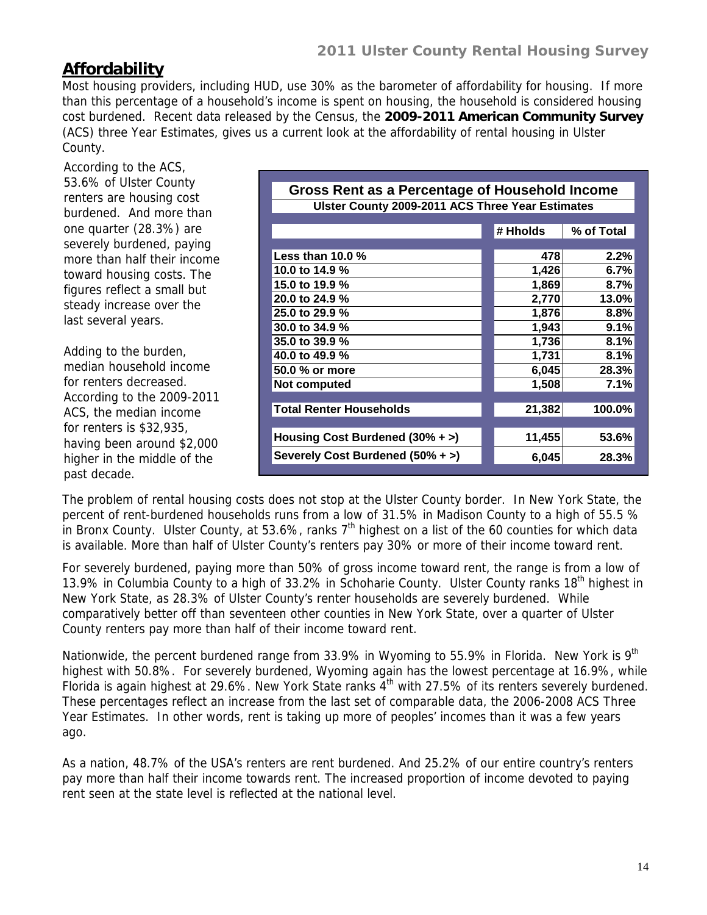## Affordability

Most housing providers, including HUD, use 30% as the barometer of affordability for housing. If more than this percentage of a household's income is spent on housing, the household is considered housing cost burdened. Recent data released by the Census, the **2009-2011 American Community Survey** (ACS) three Year Estimates, gives us a current look at the affordability of rental housing in Ulster County.

According to the ACS, 53.6% of Ulster County renters are housing cost burdened. And more than one quarter (28.3%) are severely burdened, paying more than half their income toward housing costs. The figures reflect a small but steady increase over the last several years.

Adding to the burden, median household income for renters decreased. According to the 2009-2011 ACS, the median income for renters is $32,935, having been around $2,000 higher in the middle of the past decade.

**Gross Rent as a Percentage of Household Income**
**Ulster County 2009-2011 ACS Three Year Estimates**

| | # Hholds | % of Total |
|---|---|---|
| Less than 10.0 % | 478 | 2.2% |
| 10.0 to 14.9 % | 1,426 | 6.7% |
| 15.0 to 19.9 % | 1,869 | 8.7% |
| 20.0 to 24.9 % | 2,770 | 13.0% |
| 25.0 to 29.9 % | 1,876 | 8.8% |
| 30.0 to 34.9 % | 1,943 | 9.1% |
| 35.0 to 39.9 % | 1,736 | 8.1% |
| 40.0 to 49.9 % | 1,731 | 8.1% |
| 50.0 % or more | 6,045 | 28.3% |
| Not computed | 1,508 | 7.1% |
| Total Renter Households | 21,382 | 100.0% |
| Housing Cost Burdened (30% + >) | 11,455 | 53.6% |
| Severely Cost Burdened (50% + >) | 6,045 | 28.3% |

The problem of rental housing costs does not stop at the Ulster County border. In New York State, the percent of rent-burdened households runs from a low of 31.5% in Madison County to a high of 55.5 % in Bronx County. Ulster County, at 53.6%, ranks 7th highest on a list of the 60 counties for which data is available. More than half of Ulster County's renters pay 30% or more of their income toward rent.

For severely burdened, paying more than 50% of gross income toward rent, the range is from a low of 13.9% in Columbia County to a high of 33.2% in Schoharie County. Ulster County ranks 18th highest in New York State, as 28.3% of Ulster County's renter households are severely burdened. While comparatively better off than seventeen other counties in New York State, over a quarter of Ulster County renters pay more than half of their income toward rent.

Nationwide, the percent burdened range from 33.9% in Wyoming to 55.9% in Florida. New York is 9th highest with 50.8%. For severely burdened, Wyoming again has the lowest percentage at 16.9%, while Florida is again highest at 29.6%. New York State ranks 4th with 27.5% of its renters severely burdened. These percentages reflect an increase from the last set of comparable data, the 2006-2008 ACS Three Year Estimates. In other words, rent is taking up more of peoples' incomes than it was a few years ago.

As a nation, 48.7% of the USA's renters are rent burdened. And 25.2% of our entire country's renters pay more than half their income towards rent. The increased proportion of income devoted to paying rent seen at the state level is reflected at the national level.